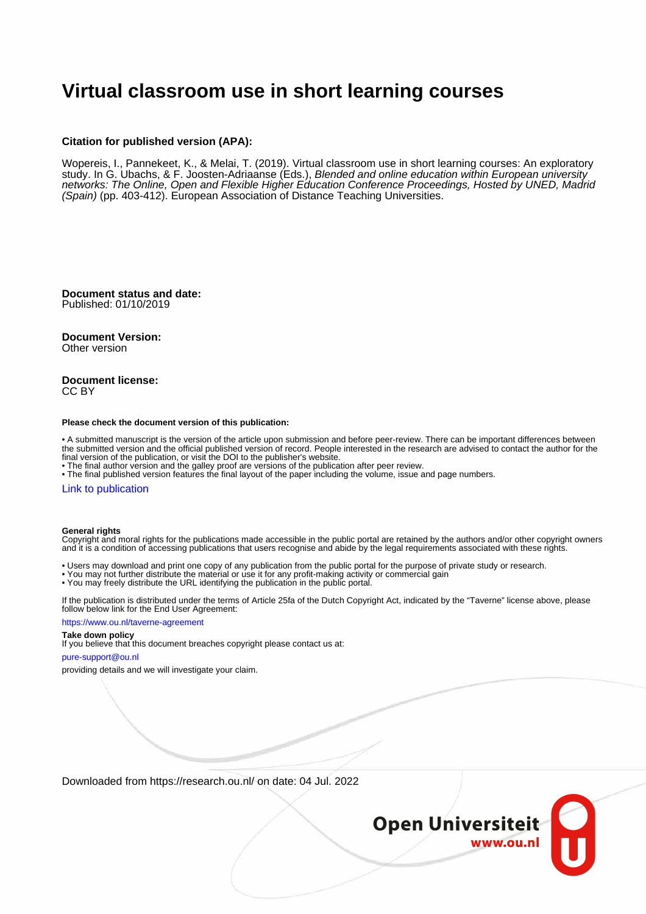# Virtual classroom use in short learning courses

**Citation for published version (APA):**

Wopereis, I., Pannekeet, K., & Melai, T. (2019). Virtual classroom use in short learning courses: An exploratory study. In G. Ubachs, & F. Joosten-Adriaanse (Eds.), *Blended and online education within European university networks: The Online, Open and Flexible Higher Education Conference Proceedings, Hosted by UNED, Madrid (Spain)* (pp. 403-412). European Association of Distance Teaching Universities.

**Document status and date:**
Published: 01/10/2019

**Document Version:**
Other version

**Document license:**
CC BY

**Please check the document version of this publication:**

• A submitted manuscript is the version of the article upon submission and before peer-review. There can be important differences between the submitted version and the official published version of record. People interested in the research are advised to contact the author for the final version of the publication, or visit the DOI to the publisher's website.
• The final author version and the galley proof are versions of the publication after peer review.
• The final published version features the final layout of the paper including the volume, issue and page numbers.

Link to publication

**General rights**
Copyright and moral rights for the publications made accessible in the public portal are retained by the authors and/or other copyright owners and it is a condition of accessing publications that users recognise and abide by the legal requirements associated with these rights.

• Users may download and print one copy of any publication from the public portal for the purpose of private study or research.
• You may not further distribute the material or use it for any profit-making activity or commercial gain
• You may freely distribute the URL identifying the publication in the public portal.

If the publication is distributed under the terms of Article 25fa of the Dutch Copyright Act, indicated by the "Taverne" license above, please follow below link for the End User Agreement:

https://www.ou.nl/taverne-agreement

**Take down policy**
If you believe that this document breaches copyright please contact us at:

pure-support@ou.nl

providing details and we will investigate your claim.

Downloaded from https://research.ou.nl/ on date: 04 Jul. 2022

**Open Universiteit**
www.ou.nl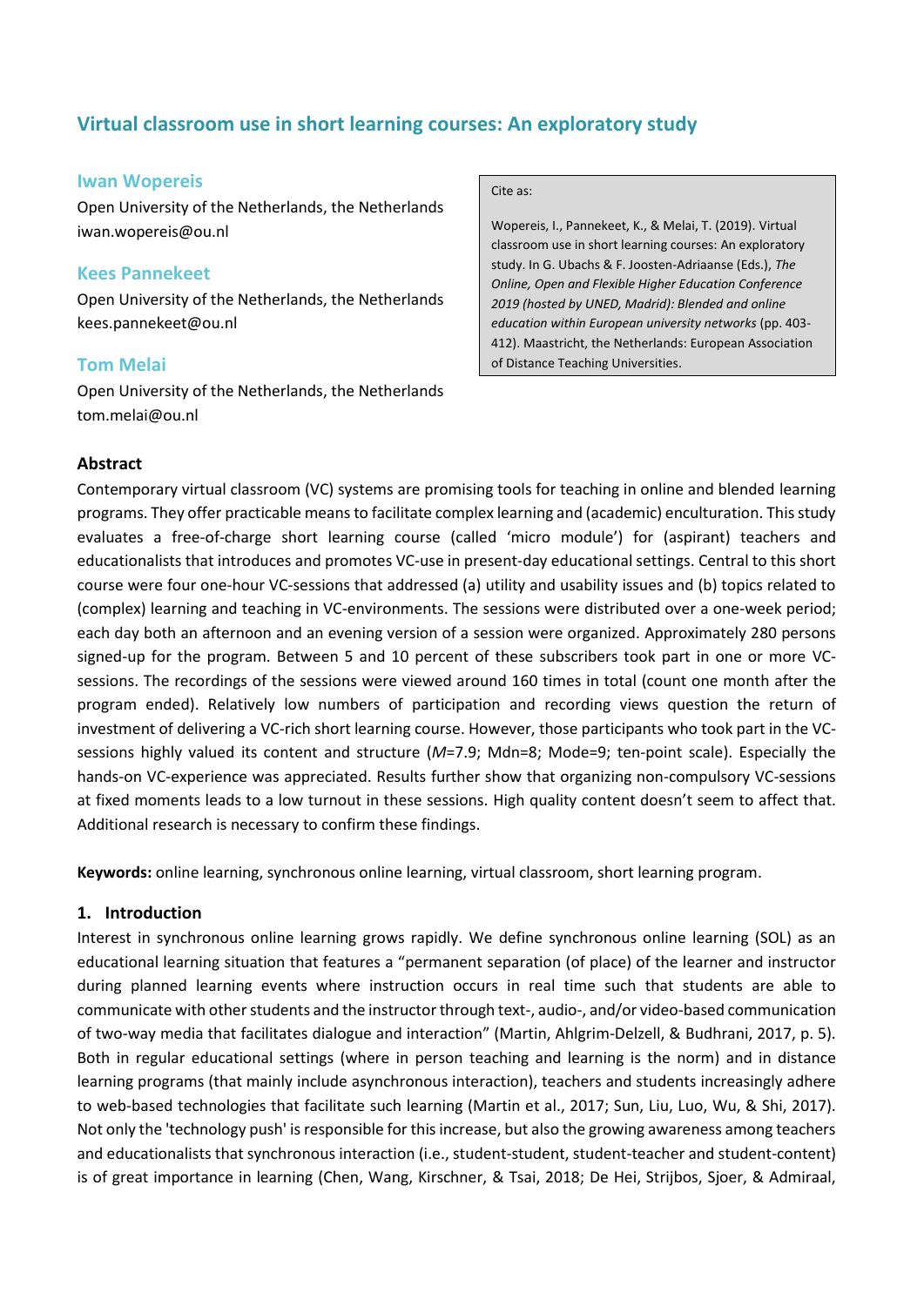# Virtual classroom use in short learning courses: An exploratory study

**Iwan Wopereis**
Open University of the Netherlands, the Netherlands
iwan.wopereis@ou.nl

**Kees Pannekeet**
Open University of the Netherlands, the Netherlands
kees.pannekeet@ou.nl

**Tom Melai**
Open University of the Netherlands, the Netherlands
tom.melai@ou.nl

Cite as:

Wopereis, I., Pannekeet, K., & Melai, T. (2019). Virtual classroom use in short learning courses: An exploratory study. In G. Ubachs & F. Joosten-Adriaanse (Eds.), *The Online, Open and Flexible Higher Education Conference 2019 (hosted by UNED, Madrid): Blended and online education within European university networks* (pp. 403-412). Maastricht, the Netherlands: European Association of Distance Teaching Universities.

## Abstract

Contemporary virtual classroom (VC) systems are promising tools for teaching in online and blended learning programs. They offer practicable means to facilitate complex learning and (academic) enculturation. This study evaluates a free-of-charge short learning course (called 'micro module') for (aspirant) teachers and educationalists that introduces and promotes VC-use in present-day educational settings. Central to this short course were four one-hour VC-sessions that addressed (a) utility and usability issues and (b) topics related to (complex) learning and teaching in VC-environments. The sessions were distributed over a one-week period; each day both an afternoon and an evening version of a session were organized. Approximately 280 persons signed-up for the program. Between 5 and 10 percent of these subscribers took part in one or more VC-sessions. The recordings of the sessions were viewed around 160 times in total (count one month after the program ended). Relatively low numbers of participation and recording views question the return of investment of delivering a VC-rich short learning course. However, those participants who took part in the VC-sessions highly valued its content and structure (*M*=7.9; Mdn=8; Mode=9; ten-point scale). Especially the hands-on VC-experience was appreciated. Results further show that organizing non-compulsory VC-sessions at fixed moments leads to a low turnout in these sessions. High quality content doesn't seem to affect that. Additional research is necessary to confirm these findings.

**Keywords:** online learning, synchronous online learning, virtual classroom, short learning program.

## 1. Introduction

Interest in synchronous online learning grows rapidly. We define synchronous online learning (SOL) as an educational learning situation that features a "permanent separation (of place) of the learner and instructor during planned learning events where instruction occurs in real time such that students are able to communicate with other students and the instructor through text-, audio-, and/or video-based communication of two-way media that facilitates dialogue and interaction" (Martin, Ahlgrim-Delzell, & Budhrani, 2017, p. 5). Both in regular educational settings (where in person teaching and learning is the norm) and in distance learning programs (that mainly include asynchronous interaction), teachers and students increasingly adhere to web-based technologies that facilitate such learning (Martin et al., 2017; Sun, Liu, Luo, Wu, & Shi, 2017). Not only the 'technology push' is responsible for this increase, but also the growing awareness among teachers and educationalists that synchronous interaction (i.e., student-student, student-teacher and student-content) is of great importance in learning (Chen, Wang, Kirschner, & Tsai, 2018; De Hei, Strijbos, Sjoer, & Admiraal,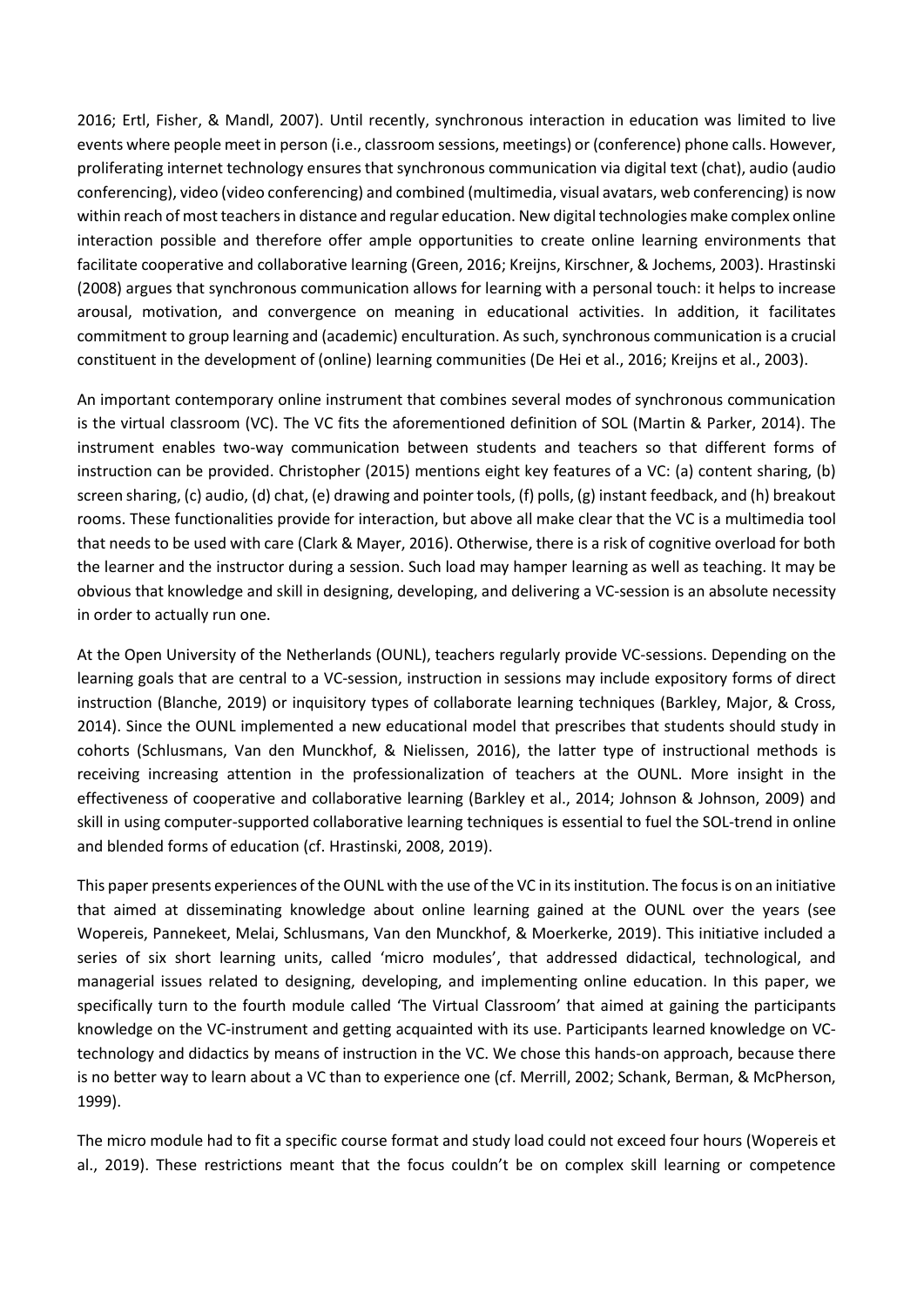2016; Ertl, Fisher, & Mandl, 2007). Until recently, synchronous interaction in education was limited to live events where people meet in person (i.e., classroom sessions, meetings) or (conference) phone calls. However, proliferating internet technology ensures that synchronous communication via digital text (chat), audio (audio conferencing), video (video conferencing) and combined (multimedia, visual avatars, web conferencing) is now within reach of most teachers in distance and regular education. New digital technologies make complex online interaction possible and therefore offer ample opportunities to create online learning environments that facilitate cooperative and collaborative learning (Green, 2016; Kreijns, Kirschner, & Jochems, 2003). Hrastinski (2008) argues that synchronous communication allows for learning with a personal touch: it helps to increase arousal, motivation, and convergence on meaning in educational activities. In addition, it facilitates commitment to group learning and (academic) enculturation. As such, synchronous communication is a crucial constituent in the development of (online) learning communities (De Hei et al., 2016; Kreijns et al., 2003).

An important contemporary online instrument that combines several modes of synchronous communication is the virtual classroom (VC). The VC fits the aforementioned definition of SOL (Martin & Parker, 2014). The instrument enables two-way communication between students and teachers so that different forms of instruction can be provided. Christopher (2015) mentions eight key features of a VC: (a) content sharing, (b) screen sharing, (c) audio, (d) chat, (e) drawing and pointer tools, (f) polls, (g) instant feedback, and (h) breakout rooms. These functionalities provide for interaction, but above all make clear that the VC is a multimedia tool that needs to be used with care (Clark & Mayer, 2016). Otherwise, there is a risk of cognitive overload for both the learner and the instructor during a session. Such load may hamper learning as well as teaching. It may be obvious that knowledge and skill in designing, developing, and delivering a VC-session is an absolute necessity in order to actually run one.

At the Open University of the Netherlands (OUNL), teachers regularly provide VC-sessions. Depending on the learning goals that are central to a VC-session, instruction in sessions may include expository forms of direct instruction (Blanche, 2019) or inquisitory types of collaborate learning techniques (Barkley, Major, & Cross, 2014). Since the OUNL implemented a new educational model that prescribes that students should study in cohorts (Schlusmans, Van den Munckhof, & Nielissen, 2016), the latter type of instructional methods is receiving increasing attention in the professionalization of teachers at the OUNL. More insight in the effectiveness of cooperative and collaborative learning (Barkley et al., 2014; Johnson & Johnson, 2009) and skill in using computer-supported collaborative learning techniques is essential to fuel the SOL-trend in online and blended forms of education (cf. Hrastinski, 2008, 2019).

This paper presents experiences of the OUNL with the use of the VC in its institution. The focus is on an initiative that aimed at disseminating knowledge about online learning gained at the OUNL over the years (see Wopereis, Pannekeet, Melai, Schlusmans, Van den Munckhof, & Moerkerke, 2019). This initiative included a series of six short learning units, called 'micro modules', that addressed didactical, technological, and managerial issues related to designing, developing, and implementing online education. In this paper, we specifically turn to the fourth module called 'The Virtual Classroom' that aimed at gaining the participants knowledge on the VC-instrument and getting acquainted with its use. Participants learned knowledge on VC-technology and didactics by means of instruction in the VC. We chose this hands-on approach, because there is no better way to learn about a VC than to experience one (cf. Merrill, 2002; Schank, Berman, & McPherson, 1999).

The micro module had to fit a specific course format and study load could not exceed four hours (Wopereis et al., 2019). These restrictions meant that the focus couldn't be on complex skill learning or competence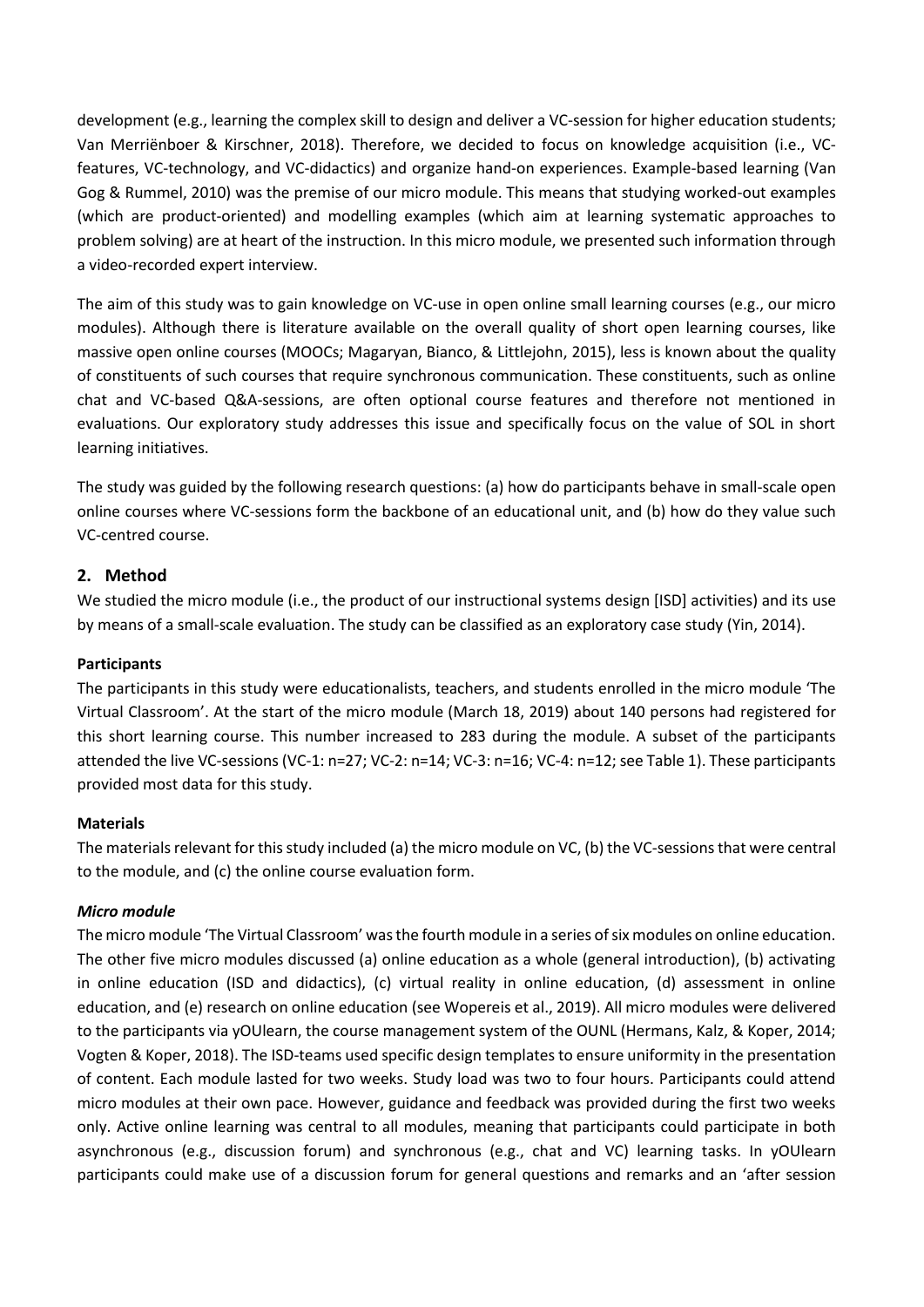development (e.g., learning the complex skill to design and deliver a VC-session for higher education students; Van Merriënboer & Kirschner, 2018). Therefore, we decided to focus on knowledge acquisition (i.e., VC-features, VC-technology, and VC-didactics) and organize hand-on experiences. Example-based learning (Van Gog & Rummel, 2010) was the premise of our micro module. This means that studying worked-out examples (which are product-oriented) and modelling examples (which aim at learning systematic approaches to problem solving) are at heart of the instruction. In this micro module, we presented such information through a video-recorded expert interview.

The aim of this study was to gain knowledge on VC-use in open online small learning courses (e.g., our micro modules). Although there is literature available on the overall quality of short open learning courses, like massive open online courses (MOOCs; Magaryan, Bianco, & Littlejohn, 2015), less is known about the quality of constituents of such courses that require synchronous communication. These constituents, such as online chat and VC-based Q&A-sessions, are often optional course features and therefore not mentioned in evaluations. Our exploratory study addresses this issue and specifically focus on the value of SOL in short learning initiatives.

The study was guided by the following research questions: (a) how do participants behave in small-scale open online courses where VC-sessions form the backbone of an educational unit, and (b) how do they value such VC-centred course.

## 2. Method

We studied the micro module (i.e., the product of our instructional systems design [ISD] activities) and its use by means of a small-scale evaluation. The study can be classified as an exploratory case study (Yin, 2014).

### Participants

The participants in this study were educationalists, teachers, and students enrolled in the micro module 'The Virtual Classroom'. At the start of the micro module (March 18, 2019) about 140 persons had registered for this short learning course. This number increased to 283 during the module. A subset of the participants attended the live VC-sessions (VC-1: n=27; VC-2: n=14; VC-3: n=16; VC-4: n=12; see Table 1). These participants provided most data for this study.

### Materials

The materials relevant for this study included (a) the micro module on VC, (b) the VC-sessions that were central to the module, and (c) the online course evaluation form.

#### *Micro module*

The micro module 'The Virtual Classroom' was the fourth module in a series of six modules on online education. The other five micro modules discussed (a) online education as a whole (general introduction), (b) activating in online education (ISD and didactics), (c) virtual reality in online education, (d) assessment in online education, and (e) research on online education (see Wopereis et al., 2019). All micro modules were delivered to the participants via yOUlearn, the course management system of the OUNL (Hermans, Kalz, & Koper, 2014; Vogten & Koper, 2018). The ISD-teams used specific design templates to ensure uniformity in the presentation of content. Each module lasted for two weeks. Study load was two to four hours. Participants could attend micro modules at their own pace. However, guidance and feedback was provided during the first two weeks only. Active online learning was central to all modules, meaning that participants could participate in both asynchronous (e.g., discussion forum) and synchronous (e.g., chat and VC) learning tasks. In yOUlearn participants could make use of a discussion forum for general questions and remarks and an 'after session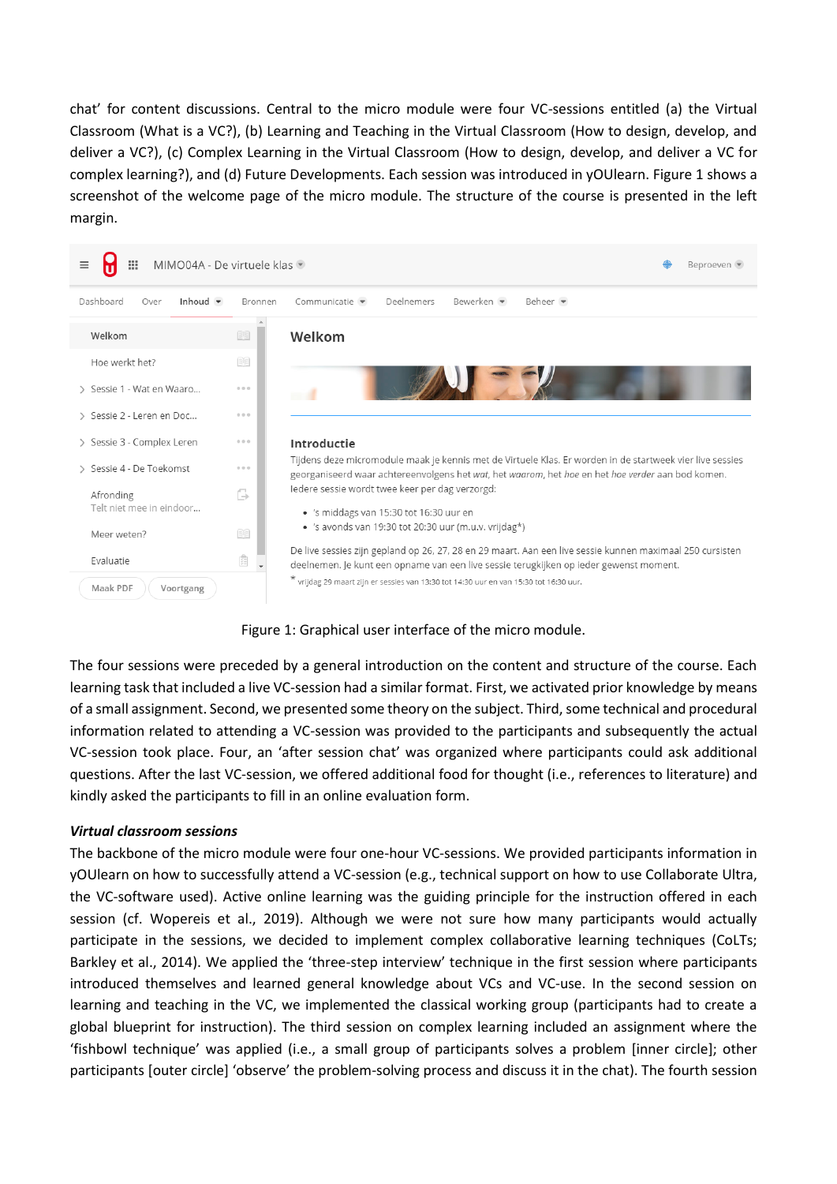chat' for content discussions. Central to the micro module were four VC-sessions entitled (a) the Virtual Classroom (What is a VC?), (b) Learning and Teaching in the Virtual Classroom (How to design, develop, and deliver a VC?), (c) Complex Learning in the Virtual Classroom (How to design, develop, and deliver a VC for complex learning?), and (d) Future Developments. Each session was introduced in yOUlearn. Figure 1 shows a screenshot of the welcome page of the micro module. The structure of the course is presented in the left margin.

Figure 1: Graphical user interface of the micro module.

The four sessions were preceded by a general introduction on the content and structure of the course. Each learning task that included a live VC-session had a similar format. First, we activated prior knowledge by means of a small assignment. Second, we presented some theory on the subject. Third, some technical and procedural information related to attending a VC-session was provided to the participants and subsequently the actual VC-session took place. Four, an 'after session chat' was organized where participants could ask additional questions. After the last VC-session, we offered additional food for thought (i.e., references to literature) and kindly asked the participants to fill in an online evaluation form.

***Virtual classroom sessions***

The backbone of the micro module were four one-hour VC-sessions. We provided participants information in yOUlearn on how to successfully attend a VC-session (e.g., technical support on how to use Collaborate Ultra, the VC-software used). Active online learning was the guiding principle for the instruction offered in each session (cf. Wopereis et al., 2019). Although we were not sure how many participants would actually participate in the sessions, we decided to implement complex collaborative learning techniques (CoLTs; Barkley et al., 2014). We applied the 'three-step interview' technique in the first session where participants introduced themselves and learned general knowledge about VCs and VC-use. In the second session on learning and teaching in the VC, we implemented the classical working group (participants had to create a global blueprint for instruction). The third session on complex learning included an assignment where the 'fishbowl technique' was applied (i.e., a small group of participants solves a problem [inner circle]; other participants [outer circle] 'observe' the problem-solving process and discuss it in the chat). The fourth session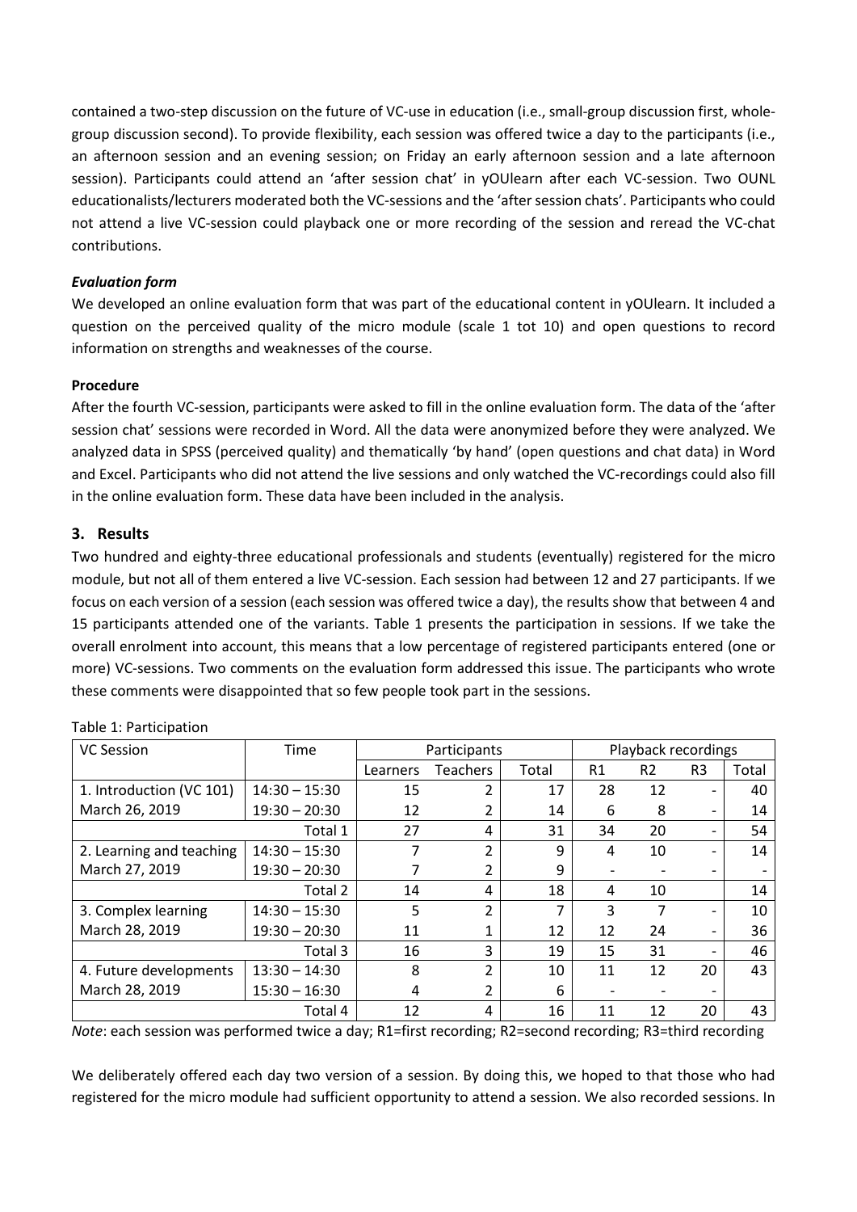contained a two-step discussion on the future of VC-use in education (i.e., small-group discussion first, whole-group discussion second). To provide flexibility, each session was offered twice a day to the participants (i.e., an afternoon session and an evening session; on Friday an early afternoon session and a late afternoon session). Participants could attend an 'after session chat' in yOUlearn after each VC-session. Two OUNL educationalists/lecturers moderated both the VC-sessions and the 'after session chats'. Participants who could not attend a live VC-session could playback one or more recording of the session and reread the VC-chat contributions.

#### *Evaluation form*

We developed an online evaluation form that was part of the educational content in yOUlearn. It included a question on the perceived quality of the micro module (scale 1 tot 10) and open questions to record information on strengths and weaknesses of the course.

#### **Procedure**

After the fourth VC-session, participants were asked to fill in the online evaluation form. The data of the 'after session chat' sessions were recorded in Word. All the data were anonymized before they were analyzed. We analyzed data in SPSS (perceived quality) and thematically 'by hand' (open questions and chat data) in Word and Excel. Participants who did not attend the live sessions and only watched the VC-recordings could also fill in the online evaluation form. These data have been included in the analysis.

## 3. Results

Two hundred and eighty-three educational professionals and students (eventually) registered for the micro module, but not all of them entered a live VC-session. Each session had between 12 and 27 participants. If we focus on each version of a session (each session was offered twice a day), the results show that between 4 and 15 participants attended one of the variants. Table 1 presents the participation in sessions. If we take the overall enrolment into account, this means that a low percentage of registered participants entered (one or more) VC-sessions. Two comments on the evaluation form addressed this issue. The participants who wrote these comments were disappointed that so few people took part in the sessions.

Table 1: Participation

| VC Session | Time | Participants | | | Playback recordings | | | |
|---|---|---|---|---|---|---|---|---|
| | | Learners | Teachers | Total | R1 | R2 | R3 | Total |
| 1. Introduction (VC 101) | 14:30 – 15:30 | 15 | 2 | 17 | 28 | 12 | - | 40 |
| March 26, 2019 | 19:30 – 20:30 | 12 | 2 | 14 | 6 | 8 | - | 14 |
| Total 1 | | 27 | 4 | 31 | 34 | 20 | - | 54 |
| 2. Learning and teaching | 14:30 – 15:30 | 7 | 2 | 9 | 4 | 10 | - | 14 |
| March 27, 2019 | 19:30 – 20:30 | 7 | 2 | 9 | - | - | - | - |
| Total 2 | | 14 | 4 | 18 | 4 | 10 | | 14 |
| 3. Complex learning | 14:30 – 15:30 | 5 | 2 | 7 | 3 | 7 | - | 10 |
| March 28, 2019 | 19:30 – 20:30 | 11 | 1 | 12 | 12 | 24 | - | 36 |
| Total 3 | | 16 | 3 | 19 | 15 | 31 | - | 46 |
| 4. Future developments | 13:30 – 14:30 | 8 | 2 | 10 | 11 | 12 | 20 | 43 |
| March 28, 2019 | 15:30 – 16:30 | 4 | 2 | 6 | - | - | - | |
| Total 4 | | 12 | 4 | 16 | 11 | 12 | 20 | 43 |

*Note*: each session was performed twice a day; R1=first recording; R2=second recording; R3=third recording

We deliberately offered each day two version of a session. By doing this, we hoped to that those who had registered for the micro module had sufficient opportunity to attend a session. We also recorded sessions. In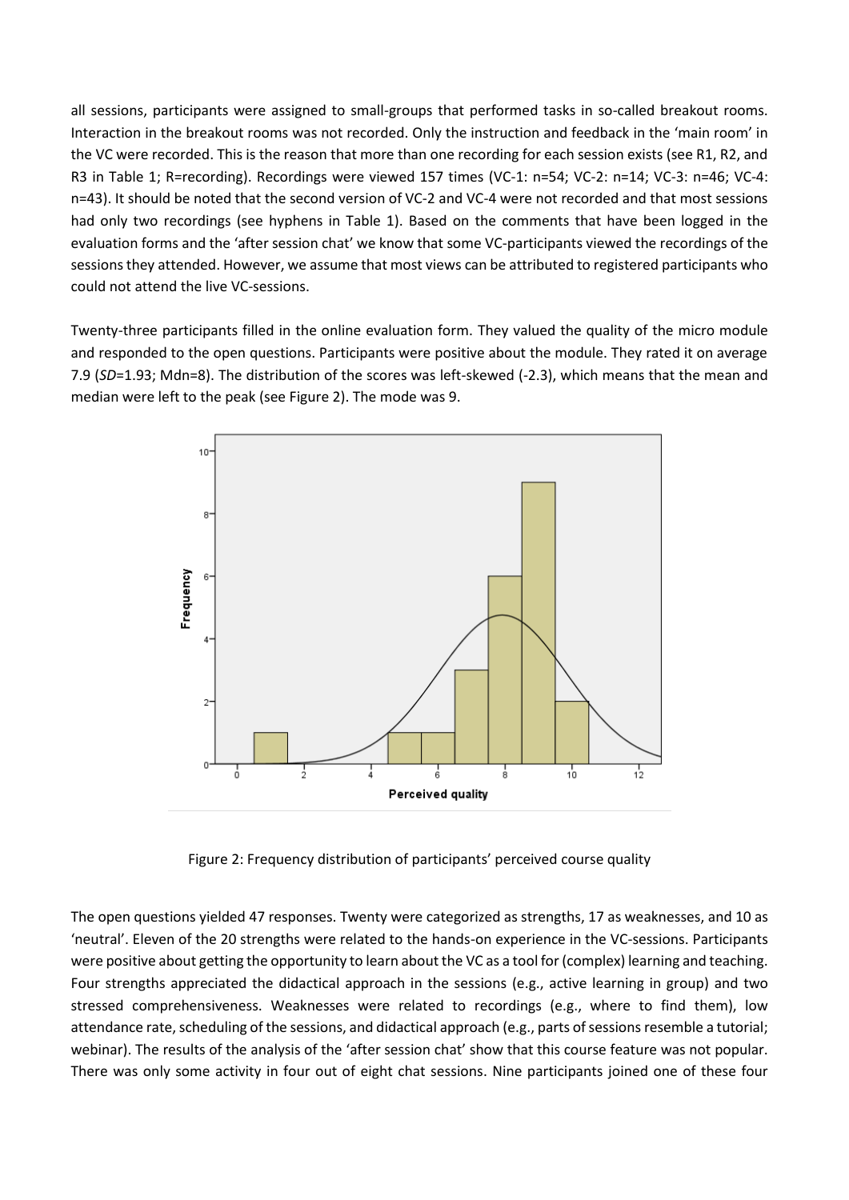all sessions, participants were assigned to small-groups that performed tasks in so-called breakout rooms. Interaction in the breakout rooms was not recorded. Only the instruction and feedback in the 'main room' in the VC were recorded. This is the reason that more than one recording for each session exists (see R1, R2, and R3 in Table 1; R=recording). Recordings were viewed 157 times (VC-1: n=54; VC-2: n=14; VC-3: n=46; VC-4: n=43). It should be noted that the second version of VC-2 and VC-4 were not recorded and that most sessions had only two recordings (see hyphens in Table 1). Based on the comments that have been logged in the evaluation forms and the 'after session chat' we know that some VC-participants viewed the recordings of the sessions they attended. However, we assume that most views can be attributed to registered participants who could not attend the live VC-sessions.

Twenty-three participants filled in the online evaluation form. They valued the quality of the micro module and responded to the open questions. Participants were positive about the module. They rated it on average 7.9 (*SD*=1.93; Mdn=8). The distribution of the scores was left-skewed (-2.3), which means that the mean and median were left to the peak (see Figure 2). The mode was 9.

Figure 2: Frequency distribution of participants' perceived course quality

The open questions yielded 47 responses. Twenty were categorized as strengths, 17 as weaknesses, and 10 as 'neutral'. Eleven of the 20 strengths were related to the hands-on experience in the VC-sessions. Participants were positive about getting the opportunity to learn about the VC as a tool for (complex) learning and teaching. Four strengths appreciated the didactical approach in the sessions (e.g., active learning in group) and two stressed comprehensiveness. Weaknesses were related to recordings (e.g., where to find them), low attendance rate, scheduling of the sessions, and didactical approach (e.g., parts of sessions resemble a tutorial; webinar). The results of the analysis of the 'after session chat' show that this course feature was not popular. There was only some activity in four out of eight chat sessions. Nine participants joined one of these four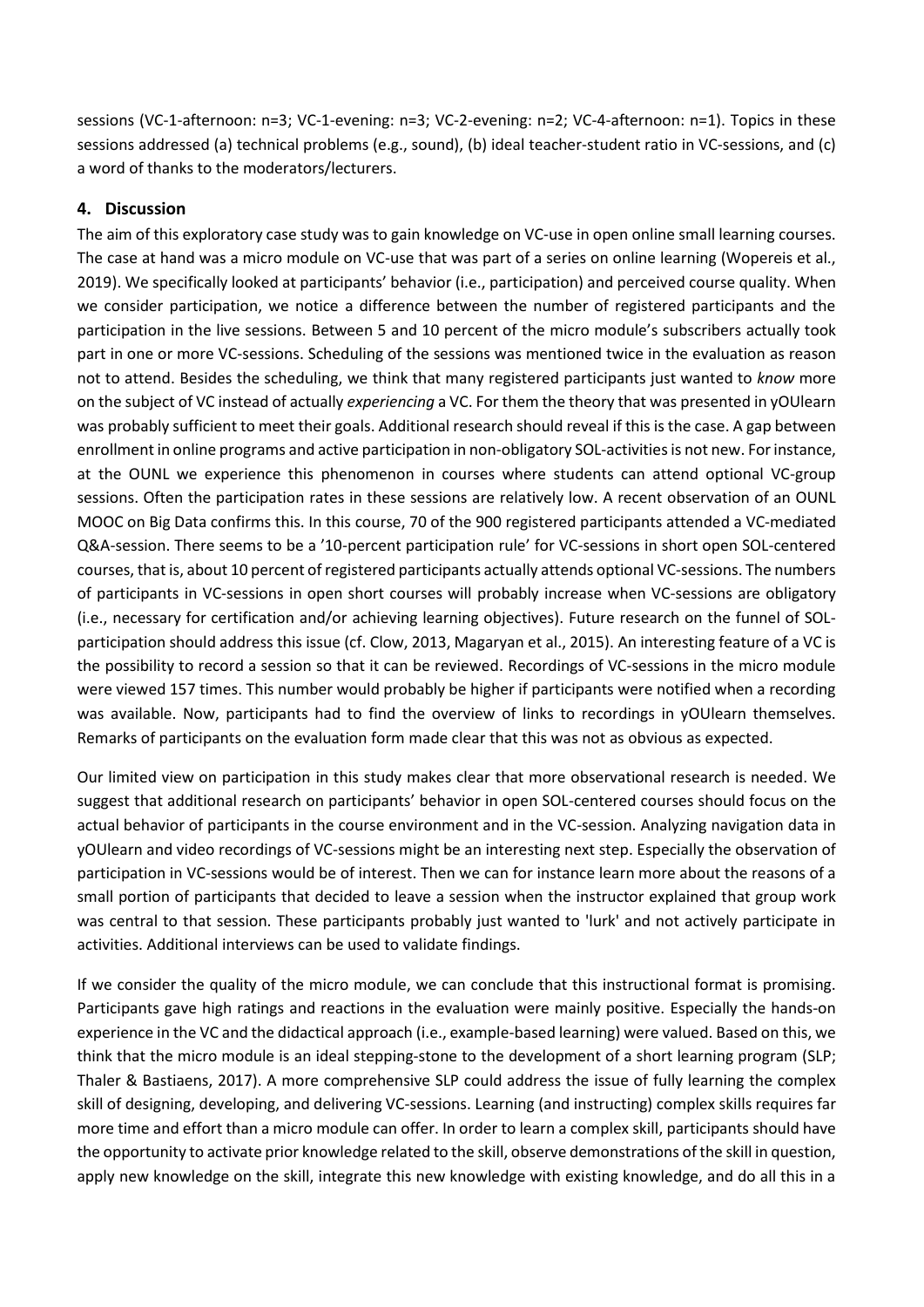sessions (VC-1-afternoon: n=3; VC-1-evening: n=3; VC-2-evening: n=2; VC-4-afternoon: n=1). Topics in these sessions addressed (a) technical problems (e.g., sound), (b) ideal teacher-student ratio in VC-sessions, and (c) a word of thanks to the moderators/lecturers.

## 4. Discussion

The aim of this exploratory case study was to gain knowledge on VC-use in open online small learning courses. The case at hand was a micro module on VC-use that was part of a series on online learning (Wopereis et al., 2019). We specifically looked at participants' behavior (i.e., participation) and perceived course quality. When we consider participation, we notice a difference between the number of registered participants and the participation in the live sessions. Between 5 and 10 percent of the micro module's subscribers actually took part in one or more VC-sessions. Scheduling of the sessions was mentioned twice in the evaluation as reason not to attend. Besides the scheduling, we think that many registered participants just wanted to *know* more on the subject of VC instead of actually *experiencing* a VC. For them the theory that was presented in yOUlearn was probably sufficient to meet their goals. Additional research should reveal if this is the case. A gap between enrollment in online programs and active participation in non-obligatory SOL-activities is not new. For instance, at the OUNL we experience this phenomenon in courses where students can attend optional VC-group sessions. Often the participation rates in these sessions are relatively low. A recent observation of an OUNL MOOC on Big Data confirms this. In this course, 70 of the 900 registered participants attended a VC-mediated Q&A-session. There seems to be a '10-percent participation rule' for VC-sessions in short open SOL-centered courses, that is, about 10 percent of registered participants actually attends optional VC-sessions. The numbers of participants in VC-sessions in open short courses will probably increase when VC-sessions are obligatory (i.e., necessary for certification and/or achieving learning objectives). Future research on the funnel of SOL-participation should address this issue (cf. Clow, 2013, Magaryan et al., 2015). An interesting feature of a VC is the possibility to record a session so that it can be reviewed. Recordings of VC-sessions in the micro module were viewed 157 times. This number would probably be higher if participants were notified when a recording was available. Now, participants had to find the overview of links to recordings in yOUlearn themselves. Remarks of participants on the evaluation form made clear that this was not as obvious as expected.

Our limited view on participation in this study makes clear that more observational research is needed. We suggest that additional research on participants' behavior in open SOL-centered courses should focus on the actual behavior of participants in the course environment and in the VC-session. Analyzing navigation data in yOUlearn and video recordings of VC-sessions might be an interesting next step. Especially the observation of participation in VC-sessions would be of interest. Then we can for instance learn more about the reasons of a small portion of participants that decided to leave a session when the instructor explained that group work was central to that session. These participants probably just wanted to 'lurk' and not actively participate in activities. Additional interviews can be used to validate findings.

If we consider the quality of the micro module, we can conclude that this instructional format is promising. Participants gave high ratings and reactions in the evaluation were mainly positive. Especially the hands-on experience in the VC and the didactical approach (i.e., example-based learning) were valued. Based on this, we think that the micro module is an ideal stepping-stone to the development of a short learning program (SLP; Thaler & Bastiaens, 2017). A more comprehensive SLP could address the issue of fully learning the complex skill of designing, developing, and delivering VC-sessions. Learning (and instructing) complex skills requires far more time and effort than a micro module can offer. In order to learn a complex skill, participants should have the opportunity to activate prior knowledge related to the skill, observe demonstrations of the skill in question, apply new knowledge on the skill, integrate this new knowledge with existing knowledge, and do all this in a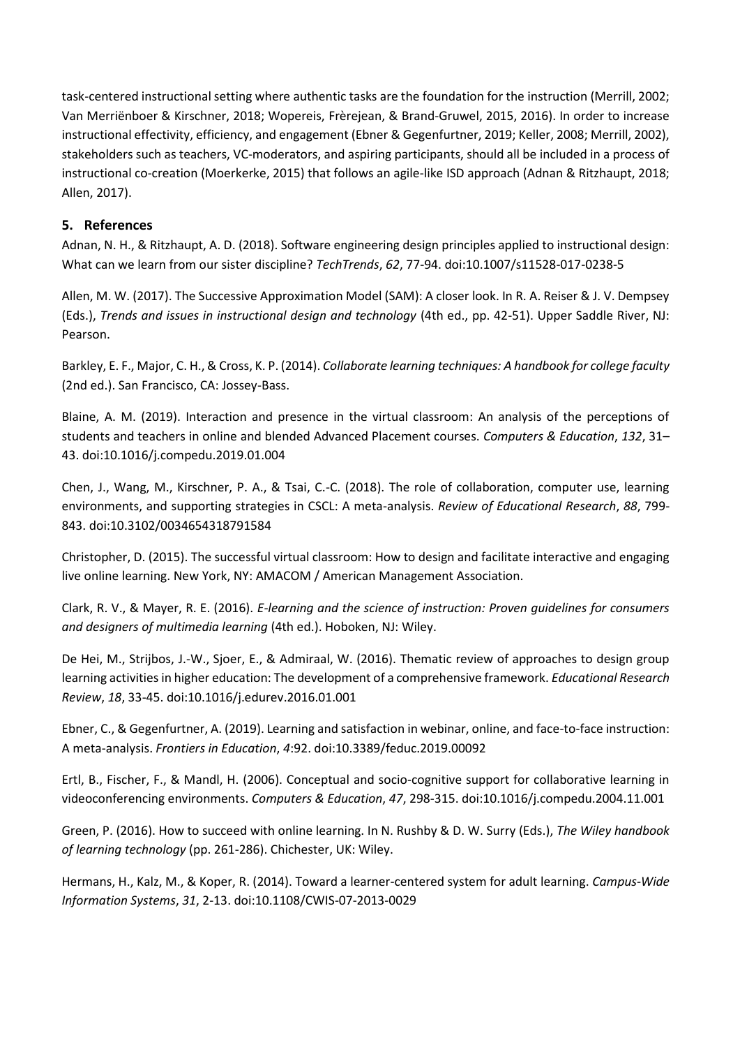task-centered instructional setting where authentic tasks are the foundation for the instruction (Merrill, 2002; Van Merriënboer & Kirschner, 2018; Wopereis, Frèrejean, & Brand-Gruwel, 2015, 2016). In order to increase instructional effectivity, efficiency, and engagement (Ebner & Gegenfurtner, 2019; Keller, 2008; Merrill, 2002), stakeholders such as teachers, VC-moderators, and aspiring participants, should all be included in a process of instructional co-creation (Moerkerke, 2015) that follows an agile-like ISD approach (Adnan & Ritzhaupt, 2018; Allen, 2017).

## 5. References

Adnan, N. H., & Ritzhaupt, A. D. (2018). Software engineering design principles applied to instructional design: What can we learn from our sister discipline? *TechTrends*, *62*, 77-94. doi:10.1007/s11528-017-0238-5

Allen, M. W. (2017). The Successive Approximation Model (SAM): A closer look. In R. A. Reiser & J. V. Dempsey (Eds.), *Trends and issues in instructional design and technology* (4th ed., pp. 42-51). Upper Saddle River, NJ: Pearson.

Barkley, E. F., Major, C. H., & Cross, K. P. (2014). *Collaborate learning techniques: A handbook for college faculty* (2nd ed.). San Francisco, CA: Jossey-Bass.

Blaine, A. M. (2019). Interaction and presence in the virtual classroom: An analysis of the perceptions of students and teachers in online and blended Advanced Placement courses. *Computers & Education*, *132*, 31–43. doi:10.1016/j.compedu.2019.01.004

Chen, J., Wang, M., Kirschner, P. A., & Tsai, C.-C. (2018). The role of collaboration, computer use, learning environments, and supporting strategies in CSCL: A meta-analysis. *Review of Educational Research*, *88*, 799-843. doi:10.3102/0034654318791584

Christopher, D. (2015). The successful virtual classroom: How to design and facilitate interactive and engaging live online learning. New York, NY: AMACOM / American Management Association.

Clark, R. V., & Mayer, R. E. (2016). *E-learning and the science of instruction: Proven guidelines for consumers and designers of multimedia learning* (4th ed.). Hoboken, NJ: Wiley.

De Hei, M., Strijbos, J.-W., Sjoer, E., & Admiraal, W. (2016). Thematic review of approaches to design group learning activities in higher education: The development of a comprehensive framework. *Educational Research Review*, *18*, 33-45. doi:10.1016/j.edurev.2016.01.001

Ebner, C., & Gegenfurtner, A. (2019). Learning and satisfaction in webinar, online, and face-to-face instruction: A meta-analysis. *Frontiers in Education*, *4*:92. doi:10.3389/feduc.2019.00092

Ertl, B., Fischer, F., & Mandl, H. (2006). Conceptual and socio-cognitive support for collaborative learning in videoconferencing environments. *Computers & Education*, *47*, 298-315. doi:10.1016/j.compedu.2004.11.001

Green, P. (2016). How to succeed with online learning. In N. Rushby & D. W. Surry (Eds.), *The Wiley handbook of learning technology* (pp. 261-286). Chichester, UK: Wiley.

Hermans, H., Kalz, M., & Koper, R. (2014). Toward a learner-centered system for adult learning. *Campus-Wide Information Systems*, *31*, 2-13. doi:10.1108/CWIS-07-2013-0029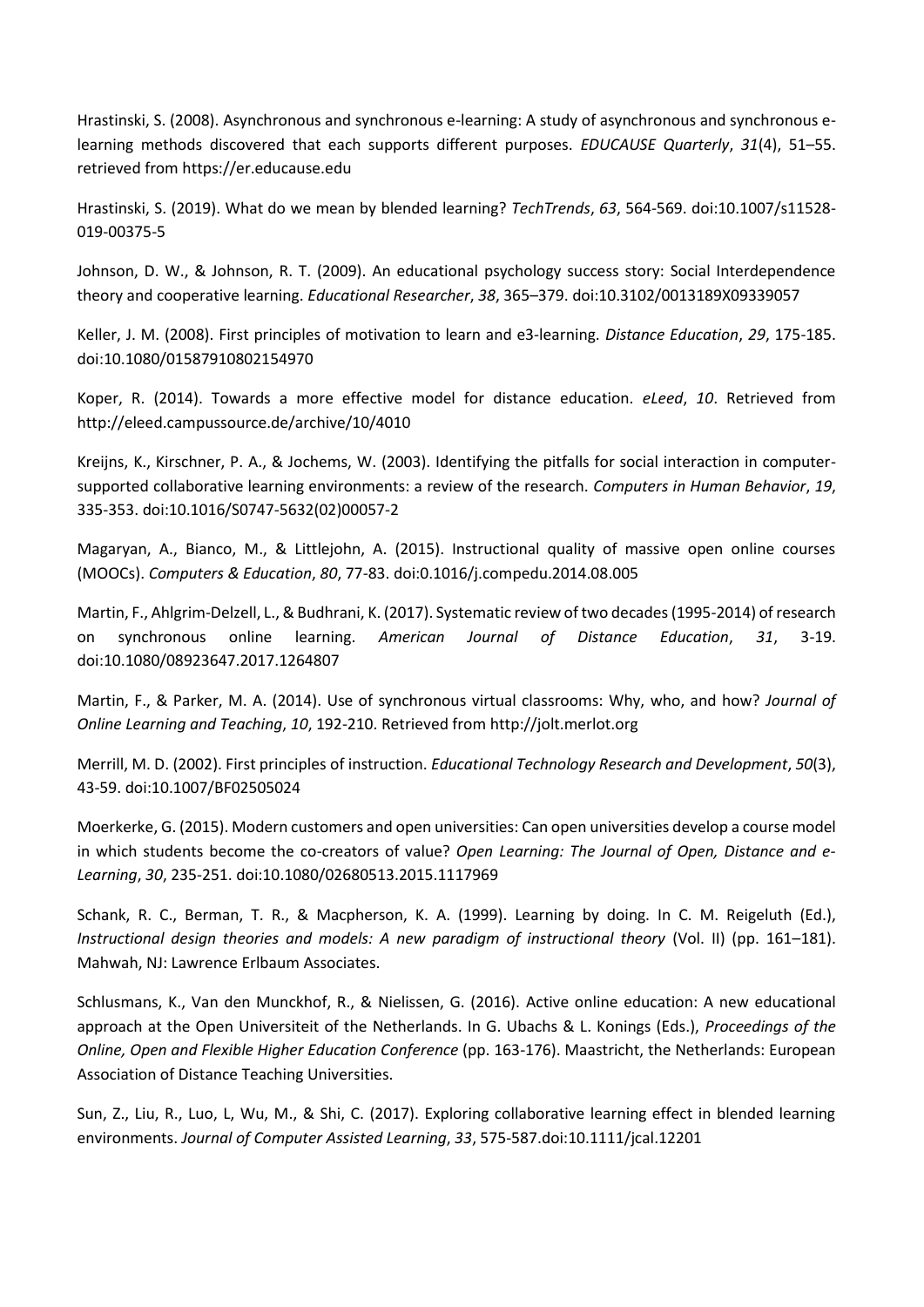Hrastinski, S. (2008). Asynchronous and synchronous e-learning: A study of asynchronous and synchronous e-learning methods discovered that each supports different purposes. *EDUCAUSE Quarterly*, *31*(4), 51–55. retrieved from https://er.educause.edu

Hrastinski, S. (2019). What do we mean by blended learning? *TechTrends*, *63*, 564-569. doi:10.1007/s11528-019-00375-5

Johnson, D. W., & Johnson, R. T. (2009). An educational psychology success story: Social Interdependence theory and cooperative learning. *Educational Researcher*, *38*, 365–379. doi:10.3102/0013189X09339057

Keller, J. M. (2008). First principles of motivation to learn and e3-learning. *Distance Education*, *29*, 175-185. doi:10.1080/01587910802154970

Koper, R. (2014). Towards a more effective model for distance education. *eLeed*, *10*. Retrieved from http://eleed.campussource.de/archive/10/4010

Kreijns, K., Kirschner, P. A., & Jochems, W. (2003). Identifying the pitfalls for social interaction in computer-supported collaborative learning environments: a review of the research. *Computers in Human Behavior*, *19*, 335-353. doi:10.1016/S0747-5632(02)00057-2

Magaryan, A., Bianco, M., & Littlejohn, A. (2015). Instructional quality of massive open online courses (MOOCs). *Computers & Education*, *80*, 77-83. doi:0.1016/j.compedu.2014.08.005

Martin, F., Ahlgrim-Delzell, L., & Budhrani, K. (2017). Systematic review of two decades (1995-2014) of research on synchronous online learning. *American Journal of Distance Education*, *31*, 3-19. doi:10.1080/08923647.2017.1264807

Martin, F., & Parker, M. A. (2014). Use of synchronous virtual classrooms: Why, who, and how? *Journal of Online Learning and Teaching*, *10*, 192-210. Retrieved from http://jolt.merlot.org

Merrill, M. D. (2002). First principles of instruction. *Educational Technology Research and Development*, *50*(3), 43-59. doi:10.1007/BF02505024

Moerkerke, G. (2015). Modern customers and open universities: Can open universities develop a course model in which students become the co-creators of value? *Open Learning: The Journal of Open, Distance and e-Learning*, *30*, 235-251. doi:10.1080/02680513.2015.1117969

Schank, R. C., Berman, T. R., & Macpherson, K. A. (1999). Learning by doing. In C. M. Reigeluth (Ed.), *Instructional design theories and models: A new paradigm of instructional theory* (Vol. II) (pp. 161–181). Mahwah, NJ: Lawrence Erlbaum Associates.

Schlusmans, K., Van den Munckhof, R., & Nielissen, G. (2016). Active online education: A new educational approach at the Open Universiteit of the Netherlands. In G. Ubachs & L. Konings (Eds.), *Proceedings of the Online, Open and Flexible Higher Education Conference* (pp. 163-176). Maastricht, the Netherlands: European Association of Distance Teaching Universities.

Sun, Z., Liu, R., Luo, L, Wu, M., & Shi, C. (2017). Exploring collaborative learning effect in blended learning environments. *Journal of Computer Assisted Learning*, *33*, 575-587.doi:10.1111/jcal.12201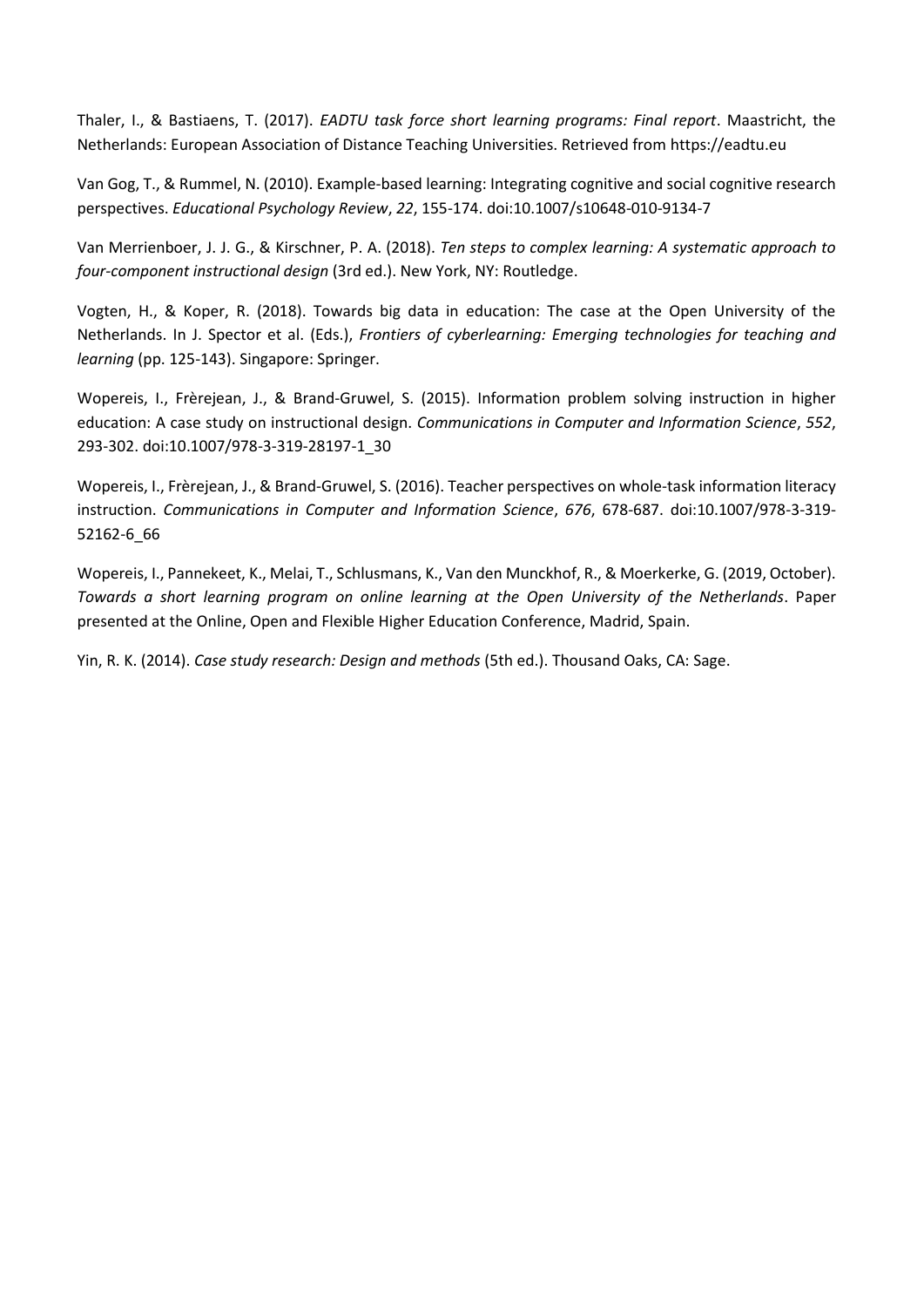Thaler, I., & Bastiaens, T. (2017). *EADTU task force short learning programs: Final report*. Maastricht, the Netherlands: European Association of Distance Teaching Universities. Retrieved from https://eadtu.eu

Van Gog, T., & Rummel, N. (2010). Example-based learning: Integrating cognitive and social cognitive research perspectives. *Educational Psychology Review*, *22*, 155-174. doi:10.1007/s10648-010-9134-7

Van Merrienboer, J. J. G., & Kirschner, P. A. (2018). *Ten steps to complex learning: A systematic approach to four-component instructional design* (3rd ed.). New York, NY: Routledge.

Vogten, H., & Koper, R. (2018). Towards big data in education: The case at the Open University of the Netherlands. In J. Spector et al. (Eds.), *Frontiers of cyberlearning: Emerging technologies for teaching and learning* (pp. 125-143). Singapore: Springer.

Wopereis, I., Frèrejean, J., & Brand-Gruwel, S. (2015). Information problem solving instruction in higher education: A case study on instructional design. *Communications in Computer and Information Science*, *552*, 293-302. doi:10.1007/978-3-319-28197-1_30

Wopereis, I., Frèrejean, J., & Brand-Gruwel, S. (2016). Teacher perspectives on whole-task information literacy instruction. *Communications in Computer and Information Science*, *676*, 678-687. doi:10.1007/978-3-319-52162-6_66

Wopereis, I., Pannekeet, K., Melai, T., Schlusmans, K., Van den Munckhof, R., & Moerkerke, G. (2019, October). *Towards a short learning program on online learning at the Open University of the Netherlands*. Paper presented at the Online, Open and Flexible Higher Education Conference, Madrid, Spain.

Yin, R. K. (2014). *Case study research: Design and methods* (5th ed.). Thousand Oaks, CA: Sage.